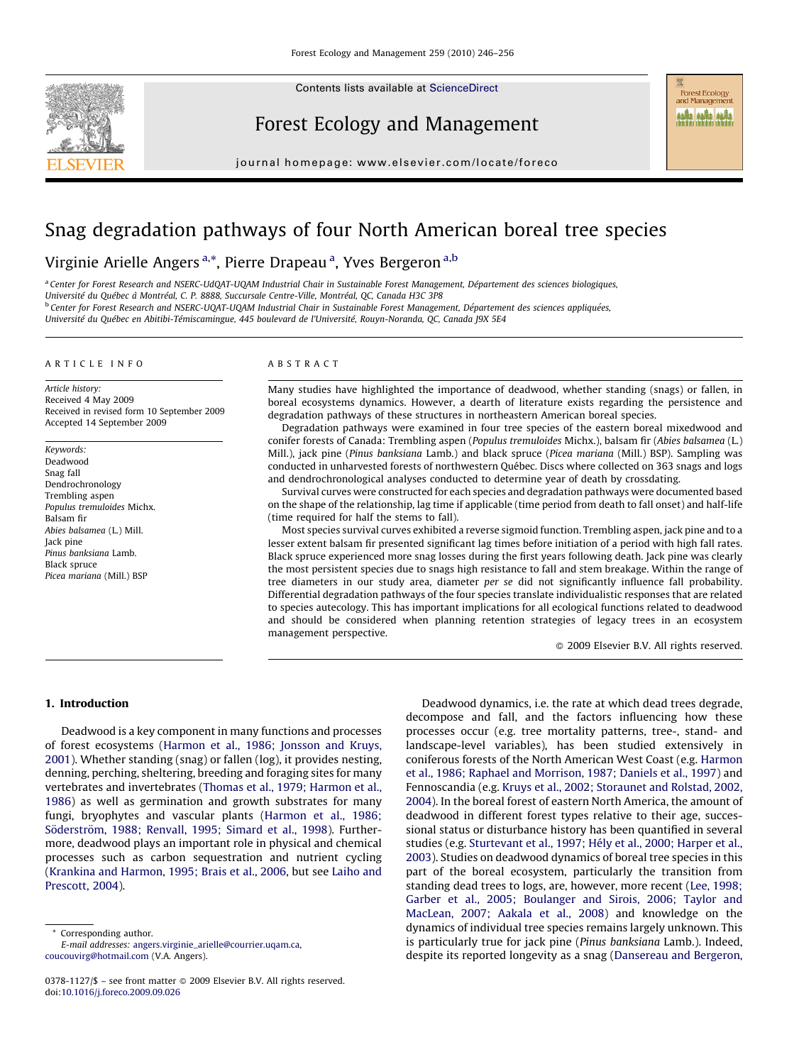# Snag degradation pathways of four North American boreal tree species

Virginie Arielle Angers [a,*], Pierre Drapeau [a], Yves Bergeron [a,b]

[a] Center for Forest Research and NSERC-UdQAT-UQAM Industrial Chair in Sustainable Forest Management, Département des sciences biologiques, Université du Québec à Montréal, C. P. 8888, Succursale Centre-Ville, Montréal, QC, Canada H3C 3P8

[b] Center for Forest Research and NSERC-UQAT-UQAM Industrial Chair in Sustainable Forest Management, Département des sciences appliquées, Université du Québec en Abitibi-Témiscamingue, 445 boulevard de l'Université, Rouyn-Noranda, QC, Canada J9X 5E4

ARTICLE INFO

*Article history:*
Received 4 May 2009
Received in revised form 10 September 2009
Accepted 14 September 2009

*Keywords:*
Deadwood
Snag fall
Dendrochronology
Trembling aspen
*Populus tremuloides* Michx.
Balsam fir
*Abies balsamea* (L.) Mill.
Jack pine
*Pinus banksiana* Lamb.
Black spruce
*Picea mariana* (Mill.) BSP

ABSTRACT

Many studies have highlighted the importance of deadwood, whether standing (snags) or fallen, in boreal ecosystems dynamics. However, a dearth of literature exists regarding the persistence and degradation pathways of these structures in northeastern American boreal species.

Degradation pathways were examined in four tree species of the eastern boreal mixedwood and conifer forests of Canada: Trembling aspen (*Populus tremuloides* Michx.), balsam fir (*Abies balsamea* (L.) Mill.), jack pine (*Pinus banksiana* Lamb.) and black spruce (*Picea mariana* (Mill.) BSP). Sampling was conducted in unharvested forests of northwestern Québec. Discs where collected on 363 snags and logs and dendrochronological analyses conducted to determine year of death by crossdating.

Survival curves were constructed for each species and degradation pathways were documented based on the shape of the relationship, lag time if applicable (time period from death to fall onset) and half-life (time required for half the stems to fall).

Most species survival curves exhibited a reverse sigmoid function. Trembling aspen, jack pine and to a lesser extent balsam fir presented significant lag times before initiation of a period with high fall rates. Black spruce experienced more snag losses during the first years following death. Jack pine was clearly the most persistent species due to snags high resistance to fall and stem breakage. Within the range of tree diameters in our study area, diameter *per se* did not significantly influence fall probability. Differential degradation pathways of the four species translate individualistic responses that are related to species autecology. This has important implications for all ecological functions related to deadwood and should be considered when planning retention strategies of legacy trees in an ecosystem management perspective.

© 2009 Elsevier B.V. All rights reserved.

## 1. Introduction

Deadwood is a key component in many functions and processes of forest ecosystems (Harmon et al., 1986; Jonsson and Kruys, 2001). Whether standing (snag) or fallen (log), it provides nesting, denning, perching, sheltering, breeding and foraging sites for many vertebrates and invertebrates (Thomas et al., 1979; Harmon et al., 1986) as well as germination and growth substrates for many fungi, bryophytes and vascular plants (Harmon et al., 1986; Söderström, 1988; Renvall, 1995; Simard et al., 1998). Furthermore, deadwood plays an important role in physical and chemical processes such as carbon sequestration and nutrient cycling (Krankina and Harmon, 1995; Brais et al., 2006, but see Laiho and Prescott, 2004).

Deadwood dynamics, i.e. the rate at which dead trees degrade, decompose and fall, and the factors influencing how these processes occur (e.g. tree mortality patterns, tree-, stand- and landscape-level variables), has been studied extensively in coniferous forests of the North American West Coast (e.g. Harmon et al., 1986; Raphael and Morrison, 1987; Daniels et al., 1997) and Fennoscandia (e.g. Kruys et al., 2002; Storaunet and Rolstad, 2002, 2004). In the boreal forest of eastern North America, the amount of deadwood in different forest types relative to their age, successional status or disturbance history has been quantified in several studies (e.g. Sturtevant et al., 1997; Hély et al., 2000; Harper et al., 2003). Studies on deadwood dynamics of boreal tree species in this part of the boreal ecosystem, particularly the transition from standing dead trees to logs, are, however, more recent (Lee, 1998; Garber et al., 2005; Boulanger and Sirois, 2006; Taylor and MacLean, 2007; Aakala et al., 2008) and knowledge on the dynamics of individual tree species remains largely unknown. This is particularly true for jack pine (*Pinus banksiana* Lamb.). Indeed, despite its reported longevity as a snag (Dansereau and Bergeron,

* Corresponding author.
E-mail addresses: angers.virginie_arielle@courrier.uqam.ca, coucouvirg@hotmail.com (V.A. Angers).

0378-1127/$ – see front matter © 2009 Elsevier B.V. All rights reserved.
doi:10.1016/j.foreco.2009.09.026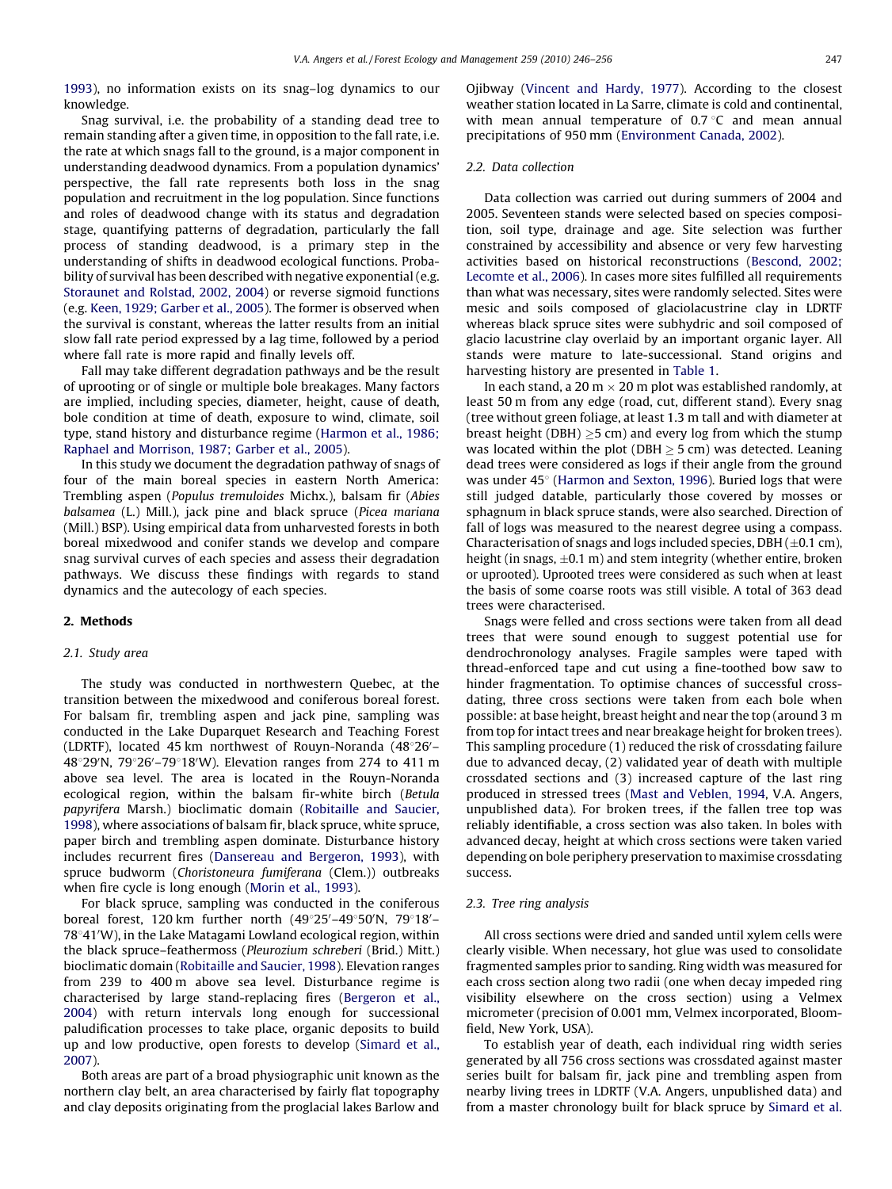1993), no information exists on its snag–log dynamics to our knowledge.

Snag survival, i.e. the probability of a standing dead tree to remain standing after a given time, in opposition to the fall rate, i.e. the rate at which snags fall to the ground, is a major component in understanding deadwood dynamics. From a population dynamics' perspective, the fall rate represents both loss in the snag population and recruitment in the log population. Since functions and roles of deadwood change with its status and degradation stage, quantifying patterns of degradation, particularly the fall process of standing deadwood, is a primary step in the understanding of shifts in deadwood ecological functions. Probability of survival has been described with negative exponential (e.g. Storaunet and Rolstad, 2002, 2004) or reverse sigmoid functions (e.g. Keen, 1929; Garber et al., 2005). The former is observed when the survival is constant, whereas the latter results from an initial slow fall rate period expressed by a lag time, followed by a period where fall rate is more rapid and finally levels off.

Fall may take different degradation pathways and be the result of uprooting or of single or multiple bole breakages. Many factors are implied, including species, diameter, height, cause of death, bole condition at time of death, exposure to wind, climate, soil type, stand history and disturbance regime (Harmon et al., 1986; Raphael and Morrison, 1987; Garber et al., 2005).

In this study we document the degradation pathway of snags of four of the main boreal species in eastern North America: Trembling aspen (*Populus tremuloides* Michx.), balsam fir (*Abies balsamea* (L.) Mill.), jack pine and black spruce (*Picea mariana* (Mill.) BSP). Using empirical data from unharvested forests in both boreal mixedwood and conifer stands we develop and compare snag survival curves of each species and assess their degradation pathways. We discuss these findings with regards to stand dynamics and the autecology of each species.

## 2. Methods

### 2.1. Study area

The study was conducted in northwestern Quebec, at the transition between the mixedwood and coniferous boreal forest. For balsam fir, trembling aspen and jack pine, sampling was conducted in the Lake Duparquet Research and Teaching Forest (LDRTF), located 45 km northwest of Rouyn-Noranda (48°26′–48°29′N, 79°26′–79°18′W). Elevation ranges from 274 to 411 m above sea level. The area is located in the Rouyn-Noranda ecological region, within the balsam fir-white birch (*Betula papyrifera* Marsh.) bioclimatic domain (Robitaille and Saucier, 1998), where associations of balsam fir, black spruce, white spruce, paper birch and trembling aspen dominate. Disturbance history includes recurrent fires (Dansereau and Bergeron, 1993), with spruce budworm (*Choristoneura fumiferana* (Clem.)) outbreaks when fire cycle is long enough (Morin et al., 1993).

For black spruce, sampling was conducted in the coniferous boreal forest, 120 km further north (49°25′–49°50′N, 79°18′–78°41′W), in the Lake Matagami Lowland ecological region, within the black spruce–feathermoss (*Pleurozium schreberi* (Brid.) Mitt.) bioclimatic domain (Robitaille and Saucier, 1998). Elevation ranges from 239 to 400 m above sea level. Disturbance regime is characterised by large stand-replacing fires (Bergeron et al., 2004) with return intervals long enough for successional paludification processes to take place, organic deposits to build up and low productive, open forests to develop (Simard et al., 2007).

Both areas are part of a broad physiographic unit known as the northern clay belt, an area characterised by fairly flat topography and clay deposits originating from the proglacial lakes Barlow and Ojibway (Vincent and Hardy, 1977). According to the closest weather station located in La Sarre, climate is cold and continental, with mean annual temperature of 0.7 °C and mean annual precipitations of 950 mm (Environment Canada, 2002).

### 2.2. Data collection

Data collection was carried out during summers of 2004 and 2005. Seventeen stands were selected based on species composition, soil type, drainage and age. Site selection was further constrained by accessibility and absence or very few harvesting activities based on historical reconstructions (Bescond, 2002; Lecomte et al., 2006). In cases more sites fulfilled all requirements than what was necessary, sites were randomly selected. Sites were mesic and soils composed of glaciolacustrine clay in LDRTF whereas black spruce sites were subhydric and soil composed of glacio lacustrine clay overlaid by an important organic layer. All stands were mature to late-successional. Stand origins and harvesting history are presented in Table 1.

In each stand, a 20 m × 20 m plot was established randomly, at least 50 m from any edge (road, cut, different stand). Every snag (tree without green foliage, at least 1.3 m tall and with diameter at breast height (DBH) ≥5 cm) and every log from which the stump was located within the plot (DBH ≥ 5 cm) was detected. Leaning dead trees were considered as logs if their angle from the ground was under 45° (Harmon and Sexton, 1996). Buried logs that were still judged datable, particularly those covered by mosses or sphagnum in black spruce stands, were also searched. Direction of fall of logs was measured to the nearest degree using a compass. Characterisation of snags and logs included species, DBH (±0.1 cm), height (in snags, ±0.1 m) and stem integrity (whether entire, broken or uprooted). Uprooted trees were considered as such when at least the basis of some coarse roots was still visible. A total of 363 dead trees were characterised.

Snags were felled and cross sections were taken from all dead trees that were sound enough to suggest potential use for dendrochronology analyses. Fragile samples were taped with thread-enforced tape and cut using a fine-toothed bow saw to hinder fragmentation. To optimise chances of successful cross-dating, three cross sections were taken from each bole when possible: at base height, breast height and near the top (around 3 m from top for intact trees and near breakage height for broken trees). This sampling procedure (1) reduced the risk of crossdating failure due to advanced decay, (2) validated year of death with multiple crossdated sections and (3) increased capture of the last ring produced in stressed trees (Mast and Veblen, 1994, V.A. Angers, unpublished data). For broken trees, if the fallen tree top was reliably identifiable, a cross section was also taken. In boles with advanced decay, height at which cross sections were taken varied depending on bole periphery preservation to maximise crossdating success.

### 2.3. Tree ring analysis

All cross sections were dried and sanded until xylem cells were clearly visible. When necessary, hot glue was used to consolidate fragmented samples prior to sanding. Ring width was measured for each cross section along two radii (one when decay impeded ring visibility elsewhere on the cross section) using a Velmex micrometer (precision of 0.001 mm, Velmex incorporated, Bloomfield, New York, USA).

To establish year of death, each individual ring width series generated by all 756 cross sections was crossdated against master series built for balsam fir, jack pine and trembling aspen from nearby living trees in LDRTF (V.A. Angers, unpublished data) and from a master chronology built for black spruce by Simard et al.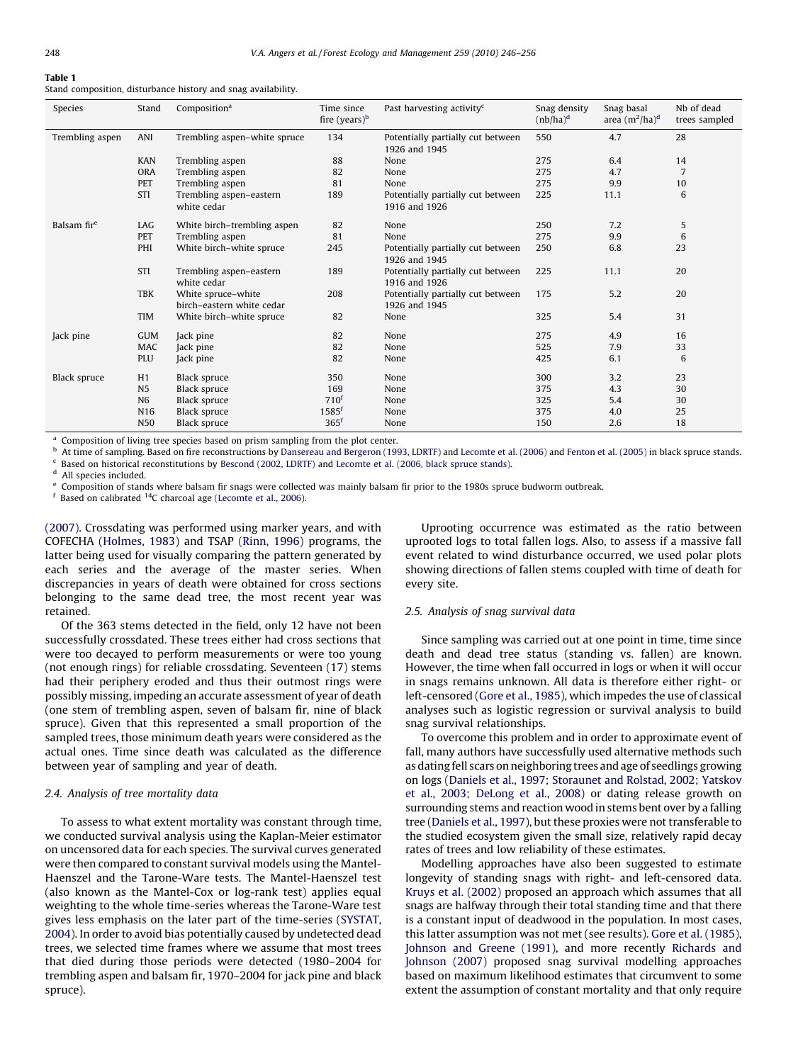**Table 1**
Stand composition, disturbance history and snag availability.

| Species | Stand | Composition[a] | Time since fire (years)[b] | Past harvesting activity[c] | Snag density (nb/ha)[d] | Snag basal area ($m^2$/ha)[d] | Nb of dead trees sampled |
|---|---|---|---|---|---|---|---|
| Trembling aspen | ANI | Trembling aspen–white spruce | 134 | Potentially partially cut between 1926 and 1945 | 550 | 4.7 | 28 |
| | KAN | Trembling aspen | 88 | None | 275 | 6.4 | 14 |
| | ORA | Trembling aspen | 82 | None | 275 | 4.7 | 7 |
| | PET | Trembling aspen | 81 | None | 275 | 9.9 | 10 |
| | STI | Trembling aspen–eastern white cedar | 189 | Potentially partially cut between 1916 and 1926 | 225 | 11.1 | 6 |
| Balsam fir[e] | LAG | White birch–trembling aspen | 82 | None | 250 | 7.2 | 5 |
| | PET | Trembling aspen | 81 | None | 275 | 9.9 | 6 |
| | PHI | White birch–white spruce | 245 | Potentially partially cut between 1926 and 1945 | 250 | 6.8 | 23 |
| | STI | Trembling aspen–eastern white cedar | 189 | Potentially partially cut between 1916 and 1926 | 225 | 11.1 | 20 |
| | TBK | White spruce–white birch–eastern white cedar | 208 | Potentially partially cut between 1926 and 1945 | 175 | 5.2 | 20 |
| | TIM | White birch–white spruce | 82 | None | 325 | 5.4 | 31 |
| Jack pine | GUM | Jack pine | 82 | None | 275 | 4.9 | 16 |
| | MAC | Jack pine | 82 | None | 525 | 7.9 | 33 |
| | PLU | Jack pine | 82 | None | 425 | 6.1 | 6 |
| Black spruce | H1 | Black spruce | 350 | None | 300 | 3.2 | 23 |
| | N5 | Black spruce | 169 | None | 375 | 4.3 | 30 |
| | N6 | Black spruce | 710[f] | None | 325 | 5.4 | 30 |
| | N16 | Black spruce | 1585[f] | None | 375 | 4.0 | 25 |
| | N50 | Black spruce | 365[f] | None | 150 | 2.6 | 18 |

[a] Composition of living tree species based on prism sampling from the plot center.
[b] At time of sampling. Based on fire reconstructions by Dansereau and Bergeron (1993, LDRTF) and Lecomte et al. (2006) and Fenton et al. (2005) in black spruce stands.
[c] Based on historical reconstitutions by Bescond (2002, LDRTF) and Lecomte et al. (2006, black spruce stands).
[d] All species included.
[e] Composition of stands where balsam fir snags were collected was mainly balsam fir prior to the 1980s spruce budworm outbreak.
[f] Based on calibrated $^{14}$C charcoal age (Lecomte et al., 2006).

(2007). Crossdating was performed using marker years, and with COFECHA (Holmes, 1983) and TSAP (Rinn, 1996) programs, the latter being used for visually comparing the pattern generated by each series and the average of the master series. When discrepancies in years of death were obtained for cross sections belonging to the same dead tree, the most recent year was retained.

Of the 363 stems detected in the field, only 12 have not been successfully crossdated. These trees either had cross sections that were too decayed to perform measurements or were too young (not enough rings) for reliable crossdating. Seventeen (17) stems had their periphery eroded and thus their outmost rings were possibly missing, impeding an accurate assessment of year of death (one stem of trembling aspen, seven of balsam fir, nine of black spruce). Given that this represented a small proportion of the sampled trees, those minimum death years were considered as the actual ones. Time since death was calculated as the difference between year of sampling and year of death.

### 2.4. Analysis of tree mortality data

To assess to what extent mortality was constant through time, we conducted survival analysis using the Kaplan-Meier estimator on uncensored data for each species. The survival curves generated were then compared to constant survival models using the Mantel-Haenszel and the Tarone-Ware tests. The Mantel-Haenszel test (also known as the Mantel-Cox or log-rank test) applies equal weighting to the whole time-series whereas the Tarone-Ware test gives less emphasis on the later part of the time-series (SYSTAT, 2004). In order to avoid bias potentially caused by undetected dead trees, we selected time frames where we assume that most trees that died during those periods were detected (1980–2004 for trembling aspen and balsam fir, 1970–2004 for jack pine and black spruce).

Uprooting occurrence was estimated as the ratio between uprooted logs to total fallen logs. Also, to assess if a massive fall event related to wind disturbance occurred, we used polar plots showing directions of fallen stems coupled with time of death for every site.

### 2.5. Analysis of snag survival data

Since sampling was carried out at one point in time, time since death and dead tree status (standing vs. fallen) are known. However, the time when fall occurred in logs or when it will occur in snags remains unknown. All data is therefore either right- or left-censored (Gore et al., 1985), which impedes the use of classical analyses such as logistic regression or survival analysis to build snag survival relationships.

To overcome this problem and in order to approximate event of fall, many authors have successfully used alternative methods such as dating fell scars on neighboring trees and age of seedlings growing on logs (Daniels et al., 1997; Storaunet and Rolstad, 2002; Yatskov et al., 2003; DeLong et al., 2008) or dating release growth on surrounding stems and reaction wood in stems bent over by a falling tree (Daniels et al., 1997), but these proxies were not transferable to the studied ecosystem given the small size, relatively rapid decay rates of trees and low reliability of these estimates.

Modelling approaches have also been suggested to estimate longevity of standing snags with right- and left-censored data. Kruys et al. (2002) proposed an approach which assumes that all snags are halfway through their total standing time and that there is a constant input of deadwood in the population. In most cases, this latter assumption was not met (see results). Gore et al. (1985), Johnson and Greene (1991), and more recently Richards and Johnson (2007) proposed snag survival modelling approaches based on maximum likelihood estimates that circumvent to some extent the assumption of constant mortality and that only require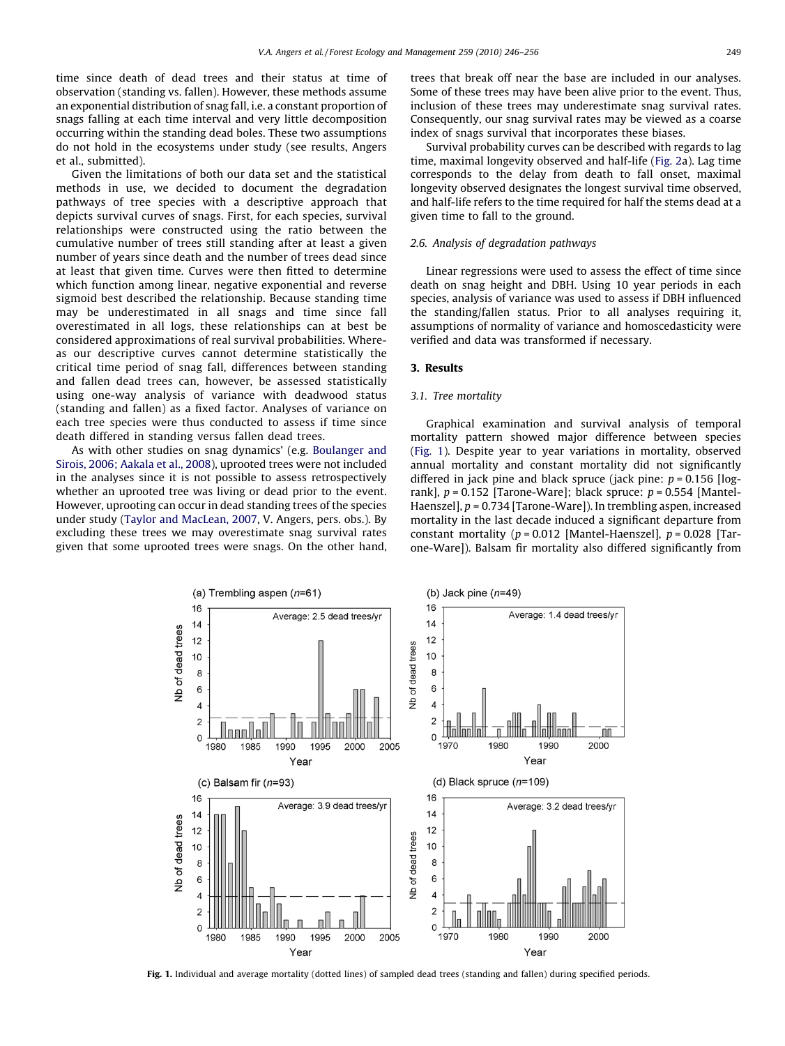time since death of dead trees and their status at time of observation (standing vs. fallen). However, these methods assume an exponential distribution of snag fall, i.e. a constant proportion of snags falling at each time interval and very little decomposition occurring within the standing dead boles. These two assumptions do not hold in the ecosystems under study (see results, Angers et al., submitted).

Given the limitations of both our data set and the statistical methods in use, we decided to document the degradation pathways of tree species with a descriptive approach that depicts survival curves of snags. First, for each species, survival relationships were constructed using the ratio between the cumulative number of trees still standing after at least a given number of years since death and the number of trees dead since at least that given time. Curves were then fitted to determine which function among linear, negative exponential and reverse sigmoid best described the relationship. Because standing time may be underestimated in all snags and time since fall overestimated in all logs, these relationships can at best be considered approximations of real survival probabilities. Whereas our descriptive curves cannot determine statistically the critical time period of snag fall, differences between standing and fallen dead trees can, however, be assessed statistically using one-way analysis of variance with deadwood status (standing and fallen) as a fixed factor. Analyses of variance on each tree species were thus conducted to assess if time since death differed in standing versus fallen dead trees.

As with other studies on snag dynamics' (e.g. Boulanger and Sirois, 2006; Aakala et al., 2008), uprooted trees were not included in the analyses since it is not possible to assess retrospectively whether an uprooted tree was living or dead prior to the event. However, uprooting can occur in dead standing trees of the species under study (Taylor and MacLean, 2007, V. Angers, pers. obs.). By excluding these trees we may overestimate snag survival rates given that some uprooted trees were snags. On the other hand, trees that break off near the base are included in our analyses. Some of these trees may have been alive prior to the event. Thus, inclusion of these trees may underestimate snag survival rates. Consequently, our snag survival rates may be viewed as a coarse index of snags survival that incorporates these biases.

Survival probability curves can be described with regards to lag time, maximal longevity observed and half-life (Fig. 2a). Lag time corresponds to the delay from death to fall onset, maximal longevity observed designates the longest survival time observed, and half-life refers to the time required for half the stems dead at a given time to fall to the ground.

### 2.6. Analysis of degradation pathways

Linear regressions were used to assess the effect of time since death on snag height and DBH. Using 10 year periods in each species, analysis of variance was used to assess if DBH influenced the standing/fallen status. Prior to all analyses requiring it, assumptions of normality of variance and homoscedasticity were verified and data was transformed if necessary.

## 3. Results

### 3.1. Tree mortality

Graphical examination and survival analysis of temporal mortality pattern showed major difference between species (Fig. 1). Despite year to year variations in mortality, observed annual mortality and constant mortality did not significantly differed in jack pine and black spruce (jack pine: $p = 0.156$ [log-rank], $p = 0.152$ [Tarone-Ware]; black spruce: $p = 0.554$ [Mantel-Haenszel], $p = 0.734$ [Tarone-Ware]). In trembling aspen, increased mortality in the last decade induced a significant departure from constant mortality ($p = 0.012$ [Mantel-Haenszel], $p = 0.028$ [Tarone-Ware]). Balsam fir mortality also differed significantly from

(a) Trembling aspen ($n$=61)
Average: 2.5 dead trees/yr

(b) Jack pine ($n$=49)
Average: 1.4 dead trees/yr

(c) Balsam fir ($n$=93)
Average: 3.9 dead trees/yr

(d) Black spruce ($n$=109)
Average: 3.2 dead trees/yr

Nb of dead trees
Year

**Fig. 1.** Individual and average mortality (dotted lines) of sampled dead trees (standing and fallen) during specified periods.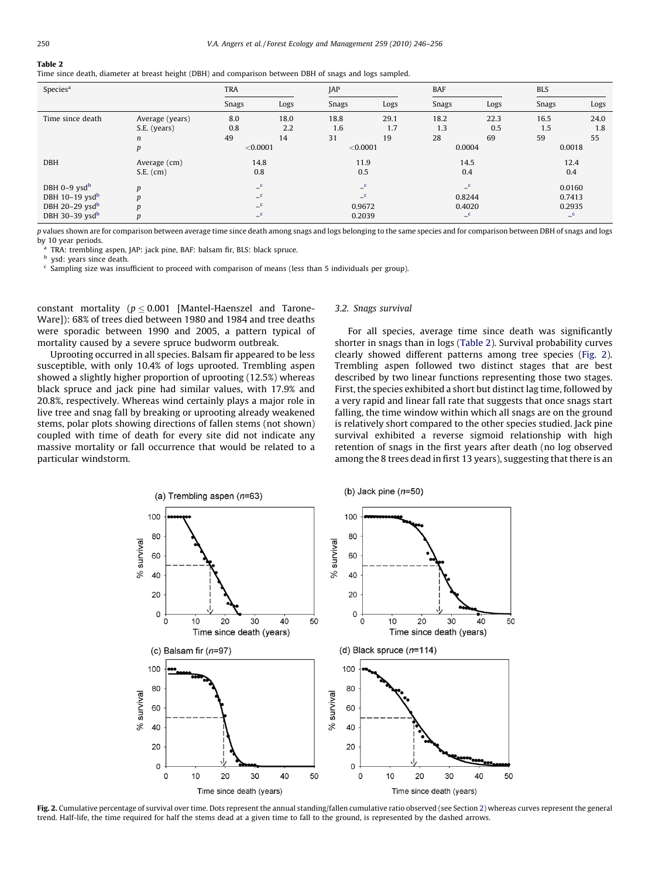**Table 2**
Time since death, diameter at breast height (DBH) and comparison between DBH of snags and logs sampled.

| Species[a] | | TRA | | JAP | | BAF | | BLS | |
|---|---|---|---|---|---|---|---|---|---|
| | | Snags | Logs | Snags | Logs | Snags | Logs | Snags | Logs |
| Time since death | Average (years) | 8.0 | 18.0 | 18.8 | 29.1 | 18.2 | 22.3 | 16.5 | 24.0 |
| | S.E. (years) | 0.8 | 2.2 | 1.6 | 1.7 | 1.3 | 0.5 | 1.5 | 1.8 |
| | $n$ | 49 | 14 | 31 | 19 | 28 | 69 | 59 | 55 |
| | $p$ | <0.0001 | | <0.0001 | | 0.0004 | | 0.0018 | |
| DBH | Average (cm) | 14.8 | | 11.9 | | 14.5 | | 12.4 | |
| | S.E. (cm) | 0.8 | | 0.5 | | 0.4 | | 0.4 | |
| DBH 0–9 ysd[b] | $p$ | –[c] | | –[c] | | –[c] | | 0.0160 | |
| DBH 10–19 ysd[b] | $p$ | –[c] | | –[c] | | 0.8244 | | 0.7413 | |
| DBH 20–29 ysd[b] | $p$ | –[c] | | 0.9672 | | 0.4020 | | 0.2935 | |
| DBH 30–39 ysd[b] | $p$ | –[c] | | 0.2039 | | –[c] | | –[c] | |

$p$ values shown are for comparison between average time since death among snags and logs belonging to the same species and for comparison between DBH of snags and logs by 10 year periods.

[a] TRA: trembling aspen, JAP: jack pine, BAF: balsam fir, BLS: black spruce.

[b] ysd: years since death.

[c] Sampling size was insufficient to proceed with comparison of means (less than 5 individuals per group).

constant mortality ($p \leq 0.001$ [Mantel-Haenszel and Tarone-Ware]): 68% of trees died between 1980 and 1984 and tree deaths were sporadic between 1990 and 2005, a pattern typical of mortality caused by a severe spruce budworm outbreak.

Uprooting occurred in all species. Balsam fir appeared to be less susceptible, with only 10.4% of logs uprooted. Trembling aspen showed a slightly higher proportion of uprooting (12.5%) whereas black spruce and jack pine had similar values, with 17.9% and 20.8%, respectively. Whereas wind certainly plays a major role in live tree and snag fall by breaking or uprooting already weakened stems, polar plots showing directions of fallen stems (not shown) coupled with time of death for every site did not indicate any massive mortality or fall occurrence that would be related to a particular windstorm.

### 3.2. Snags survival

For all species, average time since death was significantly shorter in snags than in logs (Table 2). Survival probability curves clearly showed different patterns among tree species (Fig. 2). Trembling aspen followed two distinct stages that are best described by two linear functions representing those two stages. First, the species exhibited a short but distinct lag time, followed by a very rapid and linear fall rate that suggests that once snags start falling, the time window within which all snags are on the ground is relatively short compared to the other species studied. Jack pine survival exhibited a reverse sigmoid relationship with high retention of snags in the first years after death (no log observed among the 8 trees dead in first 13 years), suggesting that there is an

(a) Trembling aspen ($n$=63)
(b) Jack pine ($n$=50)
(c) Balsam fir ($n$=97)
(d) Black spruce ($n$=114)
% survival
Time since death (years)

**Fig. 2.** Cumulative percentage of survival over time. Dots represent the annual standing/fallen cumulative ratio observed (see Section 2) whereas curves represent the general trend. Half-life, the time required for half the stems dead at a given time to fall to the ground, is represented by the dashed arrows.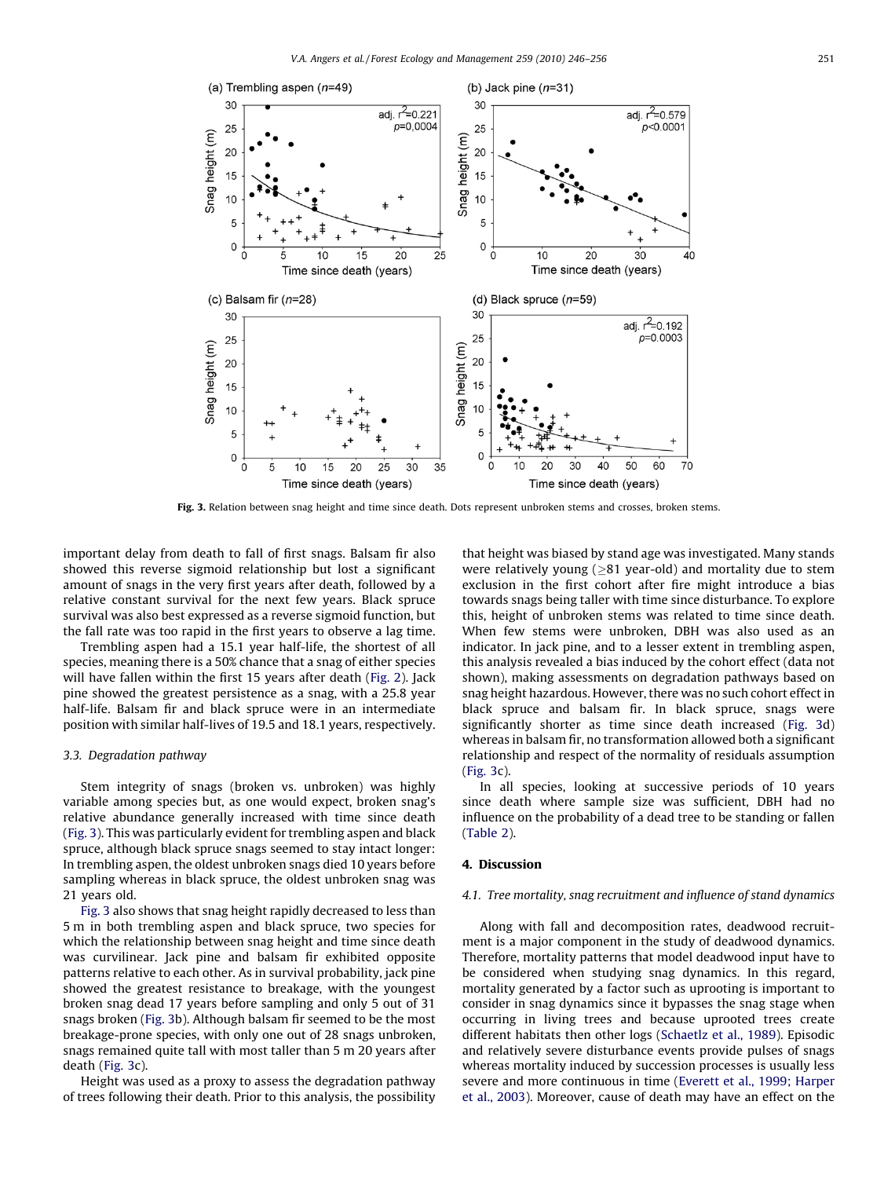(a) Trembling aspen ($n$=49)

adj. $r^2$=0.221
$p$=0,0004

Snag height (m)

Time since death (years)

(b) Jack pine ($n$=31)

adj. $r^2$=0.579
$p$<0.0001

Snag height (m)

Time since death (years)

(c) Balsam fir ($n$=28)

Snag height (m)

Time since death (years)

(d) Black spruce ($n$=59)

adj. $r^2$=0.192
$p$=0.0003

Snag height (m)

Time since death (years)

**Fig. 3.** Relation between snag height and time since death. Dots represent unbroken stems and crosses, broken stems.

important delay from death to fall of first snags. Balsam fir also showed this reverse sigmoid relationship but lost a significant amount of snags in the very first years after death, followed by a relative constant survival for the next few years. Black spruce survival was also best expressed as a reverse sigmoid function, but the fall rate was too rapid in the first years to observe a lag time.

Trembling aspen had a 15.1 year half-life, the shortest of all species, meaning there is a 50% chance that a snag of either species will have fallen within the first 15 years after death (Fig. 2). Jack pine showed the greatest persistence as a snag, with a 25.8 year half-life. Balsam fir and black spruce were in an intermediate position with similar half-lives of 19.5 and 18.1 years, respectively.

### 3.3. Degradation pathway

Stem integrity of snags (broken vs. unbroken) was highly variable among species but, as one would expect, broken snag's relative abundance generally increased with time since death (Fig. 3). This was particularly evident for trembling aspen and black spruce, although black spruce snags seemed to stay intact longer: In trembling aspen, the oldest unbroken snags died 10 years before sampling whereas in black spruce, the oldest unbroken snag was 21 years old.

Fig. 3 also shows that snag height rapidly decreased to less than 5 m in both trembling aspen and black spruce, two species for which the relationship between snag height and time since death was curvilinear. Jack pine and balsam fir exhibited opposite patterns relative to each other. As in survival probability, jack pine showed the greatest resistance to breakage, with the youngest broken snag dead 17 years before sampling and only 5 out of 31 snags broken (Fig. 3b). Although balsam fir seemed to be the most breakage-prone species, with only one out of 28 snags unbroken, snags remained quite tall with most taller than 5 m 20 years after death (Fig. 3c).

Height was used as a proxy to assess the degradation pathway of trees following their death. Prior to this analysis, the possibility that height was biased by stand age was investigated. Many stands were relatively young (≥81 year-old) and mortality due to stem exclusion in the first cohort after fire might introduce a bias towards snags being taller with time since disturbance. To explore this, height of unbroken stems was related to time since death. When few stems were unbroken, DBH was also used as an indicator. In jack pine, and to a lesser extent in trembling aspen, this analysis revealed a bias induced by the cohort effect (data not shown), making assessments on degradation pathways based on snag height hazardous. However, there was no such cohort effect in black spruce and balsam fir. In black spruce, snags were significantly shorter as time since death increased (Fig. 3d) whereas in balsam fir, no transformation allowed both a significant relationship and respect of the normality of residuals assumption (Fig. 3c).

In all species, looking at successive periods of 10 years since death where sample size was sufficient, DBH had no influence on the probability of a dead tree to be standing or fallen (Table 2).

## 4. Discussion

### 4.1. Tree mortality, snag recruitment and influence of stand dynamics

Along with fall and decomposition rates, deadwood recruitment is a major component in the study of deadwood dynamics. Therefore, mortality patterns that model deadwood input have to be considered when studying snag dynamics. In this regard, mortality generated by a factor such as uprooting is important to consider in snag dynamics since it bypasses the snag stage when occurring in living trees and because uprooted trees create different habitats then other logs (Schaetzl et al., 1989). Episodic and relatively severe disturbance events provide pulses of snags whereas mortality induced by succession processes is usually less severe and more continuous in time (Everett et al., 1999; Harper et al., 2003). Moreover, cause of death may have an effect on the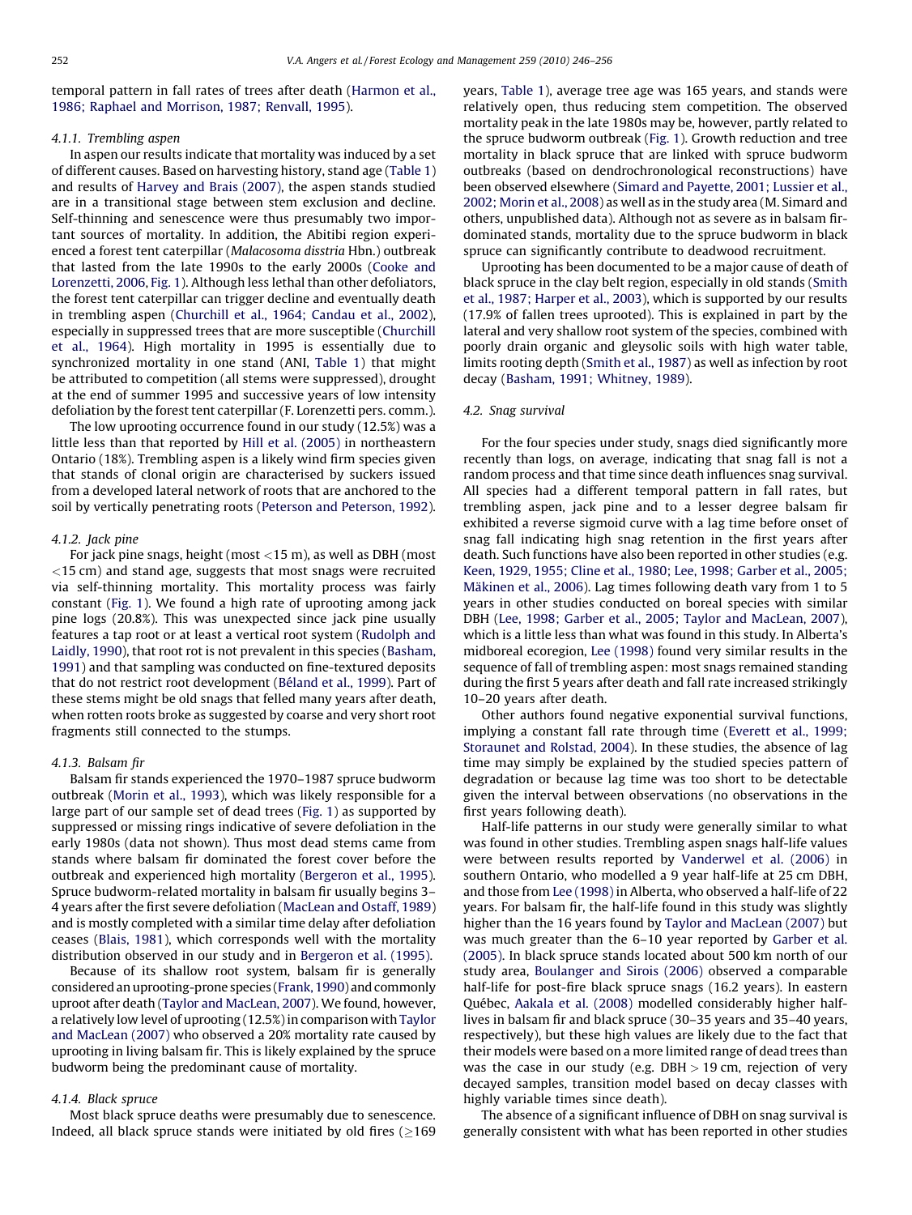temporal pattern in fall rates of trees after death (Harmon et al., 1986; Raphael and Morrison, 1987; Renvall, 1995).

#### 4.1.1. Trembling aspen

In aspen our results indicate that mortality was induced by a set of different causes. Based on harvesting history, stand age (Table 1) and results of Harvey and Brais (2007), the aspen stands studied are in a transitional stage between stem exclusion and decline. Self-thinning and senescence were thus presumably two important sources of mortality. In addition, the Abitibi region experienced a forest tent caterpillar (*Malacosoma disstria* Hbn.) outbreak that lasted from the late 1990s to the early 2000s (Cooke and Lorenzetti, 2006, Fig. 1). Although less lethal than other defoliators, the forest tent caterpillar can trigger decline and eventually death in trembling aspen (Churchill et al., 1964; Candau et al., 2002), especially in suppressed trees that are more susceptible (Churchill et al., 1964). High mortality in 1995 is essentially due to synchronized mortality in one stand (ANI, Table 1) that might be attributed to competition (all stems were suppressed), drought at the end of summer 1995 and successive years of low intensity defoliation by the forest tent caterpillar (F. Lorenzetti pers. comm.).

The low uprooting occurrence found in our study (12.5%) was a little less than that reported by Hill et al. (2005) in northeastern Ontario (18%). Trembling aspen is a likely wind firm species given that stands of clonal origin are characterised by suckers issued from a developed lateral network of roots that are anchored to the soil by vertically penetrating roots (Peterson and Peterson, 1992).

#### 4.1.2. Jack pine

For jack pine snags, height (most <15 m), as well as DBH (most <15 cm) and stand age, suggests that most snags were recruited via self-thinning mortality. This mortality process was fairly constant (Fig. 1). We found a high rate of uprooting among jack pine logs (20.8%). This was unexpected since jack pine usually features a tap root or at least a vertical root system (Rudolph and Laidly, 1990), that root rot is not prevalent in this species (Basham, 1991) and that sampling was conducted on fine-textured deposits that do not restrict root development (Béland et al., 1999). Part of these stems might be old snags that felled many years after death, when rotten roots broke as suggested by coarse and very short root fragments still connected to the stumps.

#### 4.1.3. Balsam fir

Balsam fir stands experienced the 1970–1987 spruce budworm outbreak (Morin et al., 1993), which was likely responsible for a large part of our sample set of dead trees (Fig. 1) as supported by suppressed or missing rings indicative of severe defoliation in the early 1980s (data not shown). Thus most dead stems came from stands where balsam fir dominated the forest cover before the outbreak and experienced high mortality (Bergeron et al., 1995). Spruce budworm-related mortality in balsam fir usually begins 3–4 years after the first severe defoliation (MacLean and Ostaff, 1989) and is mostly completed with a similar time delay after defoliation ceases (Blais, 1981), which corresponds well with the mortality distribution observed in our study and in Bergeron et al. (1995).

Because of its shallow root system, balsam fir is generally considered an uprooting-prone species (Frank, 1990) and commonly uproot after death (Taylor and MacLean, 2007). We found, however, a relatively low level of uprooting (12.5%) in comparison with Taylor and MacLean (2007) who observed a 20% mortality rate caused by uprooting in living balsam fir. This is likely explained by the spruce budworm being the predominant cause of mortality.

#### 4.1.4. Black spruce

Most black spruce deaths were presumably due to senescence. Indeed, all black spruce stands were initiated by old fires (≥169 years, Table 1), average tree age was 165 years, and stands were relatively open, thus reducing stem competition. The observed mortality peak in the late 1980s may be, however, partly related to the spruce budworm outbreak (Fig. 1). Growth reduction and tree mortality in black spruce that are linked with spruce budworm outbreaks (based on dendrochronological reconstructions) have been observed elsewhere (Simard and Payette, 2001; Lussier et al., 2002; Morin et al., 2008) as well as in the study area (M. Simard and others, unpublished data). Although not as severe as in balsam fir-dominated stands, mortality due to the spruce budworm in black spruce can significantly contribute to deadwood recruitment.

Uprooting has been documented to be a major cause of death of black spruce in the clay belt region, especially in old stands (Smith et al., 1987; Harper et al., 2003), which is supported by our results (17.9% of fallen trees uprooted). This is explained in part by the lateral and very shallow root system of the species, combined with poorly drain organic and gleysolic soils with high water table, limits rooting depth (Smith et al., 1987) as well as infection by root decay (Basham, 1991; Whitney, 1989).

### 4.2. Snag survival

For the four species under study, snags died significantly more recently than logs, on average, indicating that snag fall is not a random process and that time since death influences snag survival. All species had a different temporal pattern in fall rates, but trembling aspen, jack pine and to a lesser degree balsam fir exhibited a reverse sigmoid curve with a lag time before onset of snag fall indicating high snag retention in the first years after death. Such functions have also been reported in other studies (e.g. Keen, 1929, 1955; Cline et al., 1980; Lee, 1998; Garber et al., 2005; Mäkinen et al., 2006). Lag times following death vary from 1 to 5 years in other studies conducted on boreal species with similar DBH (Lee, 1998; Garber et al., 2005; Taylor and MacLean, 2007), which is a little less than what was found in this study. In Alberta's midboreal ecoregion, Lee (1998) found very similar results in the sequence of fall of trembling aspen: most snags remained standing during the first 5 years after death and fall rate increased strikingly 10–20 years after death.

Other authors found negative exponential survival functions, implying a constant fall rate through time (Everett et al., 1999; Storaunet and Rolstad, 2004). In these studies, the absence of lag time may simply be explained by the studied species pattern of degradation or because lag time was too short to be detectable given the interval between observations (no observations in the first years following death).

Half-life patterns in our study were generally similar to what was found in other studies. Trembling aspen snags half-life values were between results reported by Vanderwel et al. (2006) in southern Ontario, who modelled a 9 year half-life at 25 cm DBH, and those from Lee (1998) in Alberta, who observed a half-life of 22 years. For balsam fir, the half-life found in this study was slightly higher than the 16 years found by Taylor and MacLean (2007) but was much greater than the 6–10 year reported by Garber et al. (2005). In black spruce stands located about 500 km north of our study area, Boulanger and Sirois (2006) observed a comparable half-life for post-fire black spruce snags (16.2 years). In eastern Québec, Aakala et al. (2008) modelled considerably higher half-lives in balsam fir and black spruce (30–35 years and 35–40 years, respectively), but these high values are likely due to the fact that their models were based on a more limited range of dead trees than was the case in our study (e.g. DBH > 19 cm, rejection of very decayed samples, transition model based on decay classes with highly variable times since death).

The absence of a significant influence of DBH on snag survival is generally consistent with what has been reported in other studies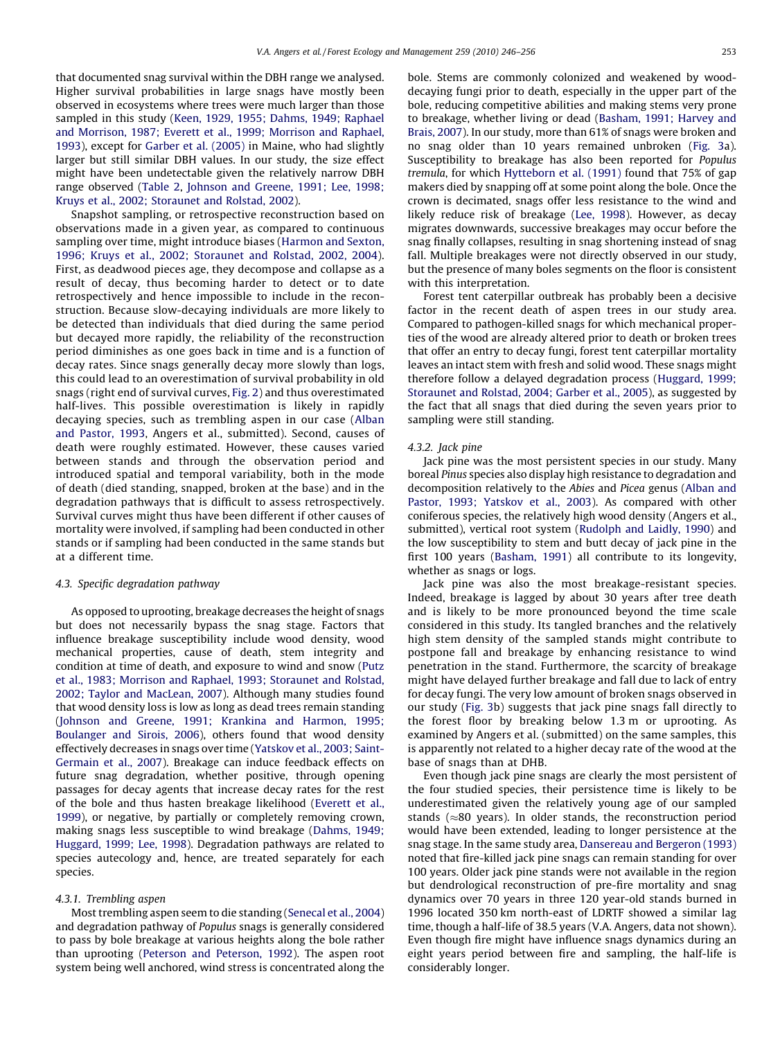that documented snag survival within the DBH range we analysed. Higher survival probabilities in large snags have mostly been observed in ecosystems where trees were much larger than those sampled in this study (Keen, 1929, 1955; Dahms, 1949; Raphael and Morrison, 1987; Everett et al., 1999; Morrison and Raphael, 1993), except for Garber et al. (2005) in Maine, who had slightly larger but still similar DBH values. In our study, the size effect might have been undetectable given the relatively narrow DBH range observed (Table 2, Johnson and Greene, 1991; Lee, 1998; Kruys et al., 2002; Storaunet and Rolstad, 2002).

Snapshot sampling, or retrospective reconstruction based on observations made in a given year, as compared to continuous sampling over time, might introduce biases (Harmon and Sexton, 1996; Kruys et al., 2002; Storaunet and Rolstad, 2002, 2004). First, as deadwood pieces age, they decompose and collapse as a result of decay, thus becoming harder to detect or to date retrospectively and hence impossible to include in the reconstruction. Because slow-decaying individuals are more likely to be detected than individuals that died during the same period but decayed more rapidly, the reliability of the reconstruction period diminishes as one goes back in time and is a function of decay rates. Since snags generally decay more slowly than logs, this could lead to an overestimation of survival probability in old snags (right end of survival curves, Fig. 2) and thus overestimated half-lives. This possible overestimation is likely in rapidly decaying species, such as trembling aspen in our case (Alban and Pastor, 1993, Angers et al., submitted). Second, causes of death were roughly estimated. However, these causes varied between stands and through the observation period and introduced spatial and temporal variability, both in the mode of death (died standing, snapped, broken at the base) and in the degradation pathways that is difficult to assess retrospectively. Survival curves might thus have been different if other causes of mortality were involved, if sampling had been conducted in other stands or if sampling had been conducted in the same stands but at a different time.

### 4.3. Specific degradation pathway

As opposed to uprooting, breakage decreases the height of snags but does not necessarily bypass the snag stage. Factors that influence breakage susceptibility include wood density, wood mechanical properties, cause of death, stem integrity and condition at time of death, and exposure to wind and snow (Putz et al., 1983; Morrison and Raphael, 1993; Storaunet and Rolstad, 2002; Taylor and MacLean, 2007). Although many studies found that wood density loss is low as long as dead trees remain standing (Johnson and Greene, 1991; Krankina and Harmon, 1995; Boulanger and Sirois, 2006), others found that wood density effectively decreases in snags over time (Yatskov et al., 2003; Saint-Germain et al., 2007). Breakage can induce feedback effects on future snag degradation, whether positive, through opening passages for decay agents that increase decay rates for the rest of the bole and thus hasten breakage likelihood (Everett et al., 1999), or negative, by partially or completely removing crown, making snags less susceptible to wind breakage (Dahms, 1949; Huggard, 1999; Lee, 1998). Degradation pathways are related to species autecology and, hence, are treated separately for each species.

#### 4.3.1. Trembling aspen

Most trembling aspen seem to die standing (Senecal et al., 2004) and degradation pathway of *Populus* snags is generally considered to pass by bole breakage at various heights along the bole rather than uprooting (Peterson and Peterson, 1992). The aspen root system being well anchored, wind stress is concentrated along the bole. Stems are commonly colonized and weakened by wood-decaying fungi prior to death, especially in the upper part of the bole, reducing competitive abilities and making stems very prone to breakage, whether living or dead (Basham, 1991; Harvey and Brais, 2007). In our study, more than 61% of snags were broken and no snag older than 10 years remained unbroken (Fig. 3a). Susceptibility to breakage has also been reported for *Populus tremula*, for which Hytteborn et al. (1991) found that 75% of gap makers died by snapping off at some point along the bole. Once the crown is decimated, snags offer less resistance to the wind and likely reduce risk of breakage (Lee, 1998). However, as decay migrates downwards, successive breakages may occur before the snag finally collapses, resulting in snag shortening instead of snag fall. Multiple breakages were not directly observed in our study, but the presence of many boles segments on the floor is consistent with this interpretation.

Forest tent caterpillar outbreak has probably been a decisive factor in the recent death of aspen trees in our study area. Compared to pathogen-killed snags for which mechanical properties of the wood are already altered prior to death or broken trees that offer an entry to decay fungi, forest tent caterpillar mortality leaves an intact stem with fresh and solid wood. These snags might therefore follow a delayed degradation process (Huggard, 1999; Storaunet and Rolstad, 2004; Garber et al., 2005), as suggested by the fact that all snags that died during the seven years prior to sampling were still standing.

#### 4.3.2. Jack pine

Jack pine was the most persistent species in our study. Many boreal *Pinus* species also display high resistance to degradation and decomposition relatively to the *Abies* and *Picea* genus (Alban and Pastor, 1993; Yatskov et al., 2003). As compared with other coniferous species, the relatively high wood density (Angers et al., submitted), vertical root system (Rudolph and Laidly, 1990) and the low susceptibility to stem and butt decay of jack pine in the first 100 years (Basham, 1991) all contribute to its longevity, whether as snags or logs.

Jack pine was also the most breakage-resistant species. Indeed, breakage is lagged by about 30 years after tree death and is likely to be more pronounced beyond the time scale considered in this study. Its tangled branches and the relatively high stem density of the sampled stands might contribute to postpone fall and breakage by enhancing resistance to wind penetration in the stand. Furthermore, the scarcity of breakage might have delayed further breakage and fall due to lack of entry for decay fungi. The very low amount of broken snags observed in our study (Fig. 3b) suggests that jack pine snags fall directly to the forest floor by breaking below 1.3 m or uprooting. As examined by Angers et al. (submitted) on the same samples, this is apparently not related to a higher decay rate of the wood at the base of snags than at DHB.

Even though jack pine snags are clearly the most persistent of the four studied species, their persistence time is likely to be underestimated given the relatively young age of our sampled stands (≈80 years). In older stands, the reconstruction period would have been extended, leading to longer persistence at the snag stage. In the same study area, Dansereau and Bergeron (1993) noted that fire-killed jack pine snags can remain standing for over 100 years. Older jack pine stands were not available in the region but dendrological reconstruction of pre-fire mortality and snag dynamics over 70 years in three 120 year-old stands burned in 1996 located 350 km north-east of LDRTF showed a similar lag time, though a half-life of 38.5 years (V.A. Angers, data not shown). Even though fire might have influence snags dynamics during an eight years period between fire and sampling, the half-life is considerably longer.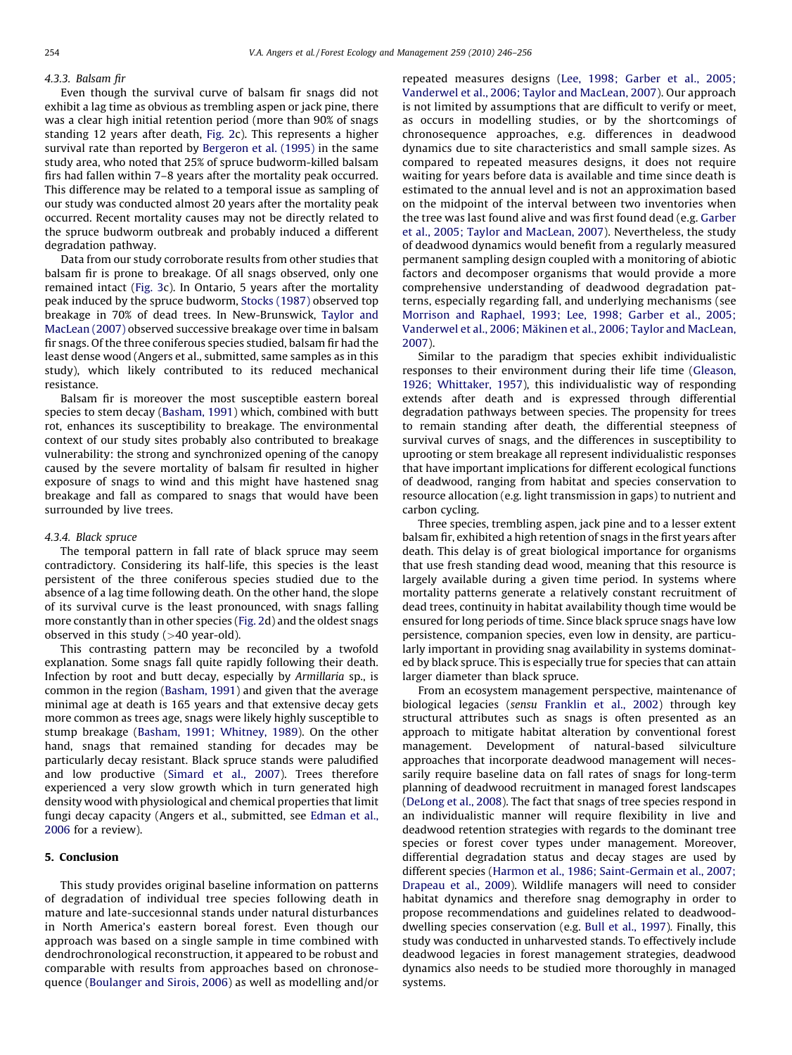#### 4.3.3. Balsam fir

Even though the survival curve of balsam fir snags did not exhibit a lag time as obvious as trembling aspen or jack pine, there was a clear high initial retention period (more than 90% of snags standing 12 years after death, Fig. 2c). This represents a higher survival rate than reported by Bergeron et al. (1995) in the same study area, who noted that 25% of spruce budworm-killed balsam firs had fallen within 7–8 years after the mortality peak occurred. This difference may be related to a temporal issue as sampling of our study was conducted almost 20 years after the mortality peak occurred. Recent mortality causes may not be directly related to the spruce budworm outbreak and probably induced a different degradation pathway.

Data from our study corroborate results from other studies that balsam fir is prone to breakage. Of all snags observed, only one remained intact (Fig. 3c). In Ontario, 5 years after the mortality peak induced by the spruce budworm, Stocks (1987) observed top breakage in 70% of dead trees. In New-Brunswick, Taylor and MacLean (2007) observed successive breakage over time in balsam fir snags. Of the three coniferous species studied, balsam fir had the least dense wood (Angers et al., submitted, same samples as in this study), which likely contributed to its reduced mechanical resistance.

Balsam fir is moreover the most susceptible eastern boreal species to stem decay (Basham, 1991) which, combined with butt rot, enhances its susceptibility to breakage. The environmental context of our study sites probably also contributed to breakage vulnerability: the strong and synchronized opening of the canopy caused by the severe mortality of balsam fir resulted in higher exposure of snags to wind and this might have hastened snag breakage and fall as compared to snags that would have been surrounded by live trees.

#### 4.3.4. Black spruce

The temporal pattern in fall rate of black spruce may seem contradictory. Considering its half-life, this species is the least persistent of the three coniferous species studied due to the absence of a lag time following death. On the other hand, the slope of its survival curve is the least pronounced, with snags falling more constantly than in other species (Fig. 2d) and the oldest snags observed in this study (>40 year-old).

This contrasting pattern may be reconciled by a twofold explanation. Some snags fall quite rapidly following their death. Infection by root and butt decay, especially by *Armillaria* sp., is common in the region (Basham, 1991) and given that the average minimal age at death is 165 years and that extensive decay gets more common as trees age, snags were likely highly susceptible to stump breakage (Basham, 1991; Whitney, 1989). On the other hand, snags that remained standing for decades may be particularly decay resistant. Black spruce stands were paludified and low productive (Simard et al., 2007). Trees therefore experienced a very slow growth which in turn generated high density wood with physiological and chemical properties that limit fungi decay capacity (Angers et al., submitted, see Edman et al., 2006 for a review).

## 5. Conclusion

This study provides original baseline information on patterns of degradation of individual tree species following death in mature and late-succesionnal stands under natural disturbances in North America's eastern boreal forest. Even though our approach was based on a single sample in time combined with dendrochronological reconstruction, it appeared to be robust and comparable with results from approaches based on chronosequence (Boulanger and Sirois, 2006) as well as modelling and/or repeated measures designs (Lee, 1998; Garber et al., 2005; Vanderwel et al., 2006; Taylor and MacLean, 2007). Our approach is not limited by assumptions that are difficult to verify or meet, as occurs in modelling studies, or by the shortcomings of chronosequence approaches, e.g. differences in deadwood dynamics due to site characteristics and small sample sizes. As compared to repeated measures designs, it does not require waiting for years before data is available and time since death is estimated to the annual level and is not an approximation based on the midpoint of the interval between two inventories when the tree was last found alive and was first found dead (e.g. Garber et al., 2005; Taylor and MacLean, 2007). Nevertheless, the study of deadwood dynamics would benefit from a regularly measured permanent sampling design coupled with a monitoring of abiotic factors and decomposer organisms that would provide a more comprehensive understanding of deadwood degradation patterns, especially regarding fall, and underlying mechanisms (see Morrison and Raphael, 1993; Lee, 1998; Garber et al., 2005; Vanderwel et al., 2006; Mäkinen et al., 2006; Taylor and MacLean, 2007).

Similar to the paradigm that species exhibit individualistic responses to their environment during their life time (Gleason, 1926; Whittaker, 1957), this individualistic way of responding extends after death and is expressed through differential degradation pathways between species. The propensity for trees to remain standing after death, the differential steepness of survival curves of snags, and the differences in susceptibility to uprooting or stem breakage all represent individualistic responses that have important implications for different ecological functions of deadwood, ranging from habitat and species conservation to resource allocation (e.g. light transmission in gaps) to nutrient and carbon cycling.

Three species, trembling aspen, jack pine and to a lesser extent balsam fir, exhibited a high retention of snags in the first years after death. This delay is of great biological importance for organisms that use fresh standing dead wood, meaning that this resource is largely available during a given time period. In systems where mortality patterns generate a relatively constant recruitment of dead trees, continuity in habitat availability though time would be ensured for long periods of time. Since black spruce snags have low persistence, companion species, even low in density, are particularly important in providing snag availability in systems dominated by black spruce. This is especially true for species that can attain larger diameter than black spruce.

From an ecosystem management perspective, maintenance of biological legacies (*sensu* Franklin et al., 2002) through key structural attributes such as snags is often presented as an approach to mitigate habitat alteration by conventional forest management. Development of natural-based silviculture approaches that incorporate deadwood management will necessarily require baseline data on fall rates of snags for long-term planning of deadwood recruitment in managed forest landscapes (DeLong et al., 2008). The fact that snags of tree species respond in an individualistic manner will require flexibility in live and deadwood retention strategies with regards to the dominant tree species or forest cover types under management. Moreover, differential degradation status and decay stages are used by different species (Harmon et al., 1986; Saint-Germain et al., 2007; Drapeau et al., 2009). Wildlife managers will need to consider habitat dynamics and therefore snag demography in order to propose recommendations and guidelines related to deadwood-dwelling species conservation (e.g. Bull et al., 1997). Finally, this study was conducted in unharvested stands. To effectively include deadwood legacies in forest management strategies, deadwood dynamics also needs to be studied more thoroughly in managed systems.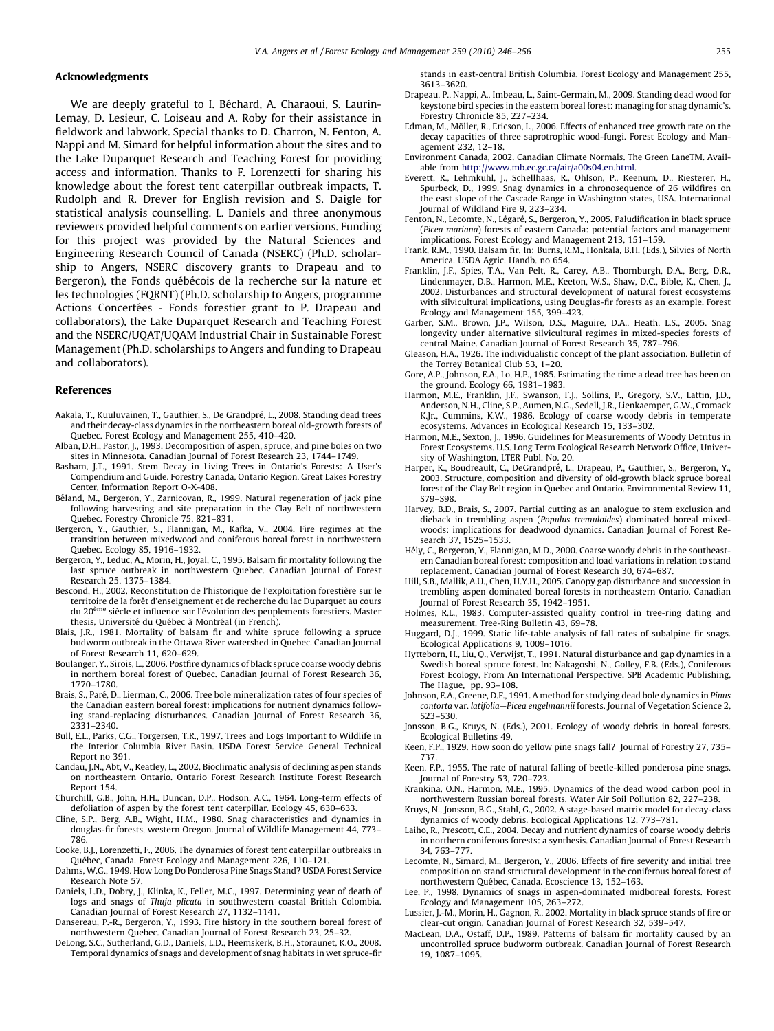## Acknowledgments

We are deeply grateful to I. Béchard, A. Charaoui, S. Laurin-Lemay, D. Lesieur, C. Loiseau and A. Roby for their assistance in fieldwork and labwork. Special thanks to D. Charron, N. Fenton, A. Nappi and M. Simard for helpful information about the sites and to the Lake Duparquet Research and Teaching Forest for providing access and information. Thanks to F. Lorenzetti for sharing his knowledge about the forest tent caterpillar outbreak impacts, T. Rudolph and R. Drever for English revision and S. Daigle for statistical analysis counselling. L. Daniels and three anonymous reviewers provided helpful comments on earlier versions. Funding for this project was provided by the Natural Sciences and Engineering Research Council of Canada (NSERC) (Ph.D. scholarship to Angers, NSERC discovery grants to Drapeau and to Bergeron), the Fonds québécois de la recherche sur la nature et les technologies (FQRNT) (Ph.D. scholarship to Angers, programme Actions Concertées - Fonds forestier grant to P. Drapeau and collaborators), the Lake Duparquet Research and Teaching Forest and the NSERC/UQAT/UQAM Industrial Chair in Sustainable Forest Management (Ph.D. scholarships to Angers and funding to Drapeau and collaborators).

## References

Aakala, T., Kuuluvainen, T., Gauthier, S., De Grandpré, L., 2008. Standing dead trees and their decay-class dynamics in the northeastern boreal old-growth forests of Quebec. Forest Ecology and Management 255, 410–420.

Alban, D.H., Pastor, J., 1993. Decomposition of aspen, spruce, and pine boles on two sites in Minnesota. Canadian Journal of Forest Research 23, 1744–1749.

Basham, J.T., 1991. Stem Decay in Living Trees in Ontario's Forests: A User's Compendium and Guide. Forestry Canada, Ontario Region, Great Lakes Forestry Center, Information Report O-X-408.

Béland, M., Bergeron, Y., Zarnicovan, R., 1999. Natural regeneration of jack pine following harvesting and site preparation in the Clay Belt of northwestern Quebec. Forestry Chronicle 75, 821–831.

Bergeron, Y., Gauthier, S., Flannigan, M., Kafka, V., 2004. Fire regimes at the transition between mixedwood and coniferous boreal forest in northwestern Quebec. Ecology 85, 1916–1932.

Bergeron, Y., Leduc, A., Morin, H., Joyal, C., 1995. Balsam fir mortality following the last spruce outbreak in northwestern Quebec. Canadian Journal of Forest Research 25, 1375–1384.

Bescond, H., 2002. Reconstitution de l'historique de l'exploitation forestière sur le territoire de la forêt d'enseignement et de recherche du lac Duparquet au cours du 20ème siècle et influence sur l'évolution des peuplements forestiers. Master thesis, Université du Québec à Montréal (in French).

Blais, J.R., 1981. Mortality of balsam fir and white spruce following a spruce budworm outbreak in the Ottawa River watershed in Quebec. Canadian Journal of Forest Research 11, 620–629.

Boulanger, Y., Sirois, L., 2006. Postfire dynamics of black spruce coarse woody debris in northern boreal forest of Quebec. Canadian Journal of Forest Research 36, 1770–1780.

Brais, S., Paré, D., Lierman, C., 2006. Tree bole mineralization rates of four species of the Canadian eastern boreal forest: implications for nutrient dynamics following stand-replacing disturbances. Canadian Journal of Forest Research 36, 2331–2340.

Bull, E.L., Parks, C.G., Torgersen, T.R., 1997. Trees and Logs Important to Wildlife in the Interior Columbia River Basin. USDA Forest Service General Technical Report no 391.

Candau, J.N., Abt, V., Keatley, L., 2002. Bioclimatic analysis of declining aspen stands on northeastern Ontario. Ontario Forest Research Institute Forest Research Report 154.

Churchill, G.B., John, H.H., Duncan, D.P., Hodson, A.C., 1964. Long-term effects of defoliation of aspen by the forest tent caterpillar. Ecology 45, 630–633.

Cline, S.P., Berg, A.B., Wight, H.M., 1980. Snag characteristics and dynamics in douglas-fir forests, western Oregon. Journal of Wildlife Management 44, 773–786.

Cooke, B.J., Lorenzetti, F., 2006. The dynamics of forest tent caterpillar outbreaks in Québec, Canada. Forest Ecology and Management 226, 110–121.

Dahms, W.G., 1949. How Long Do Ponderosa Pine Snags Stand? USDA Forest Service Research Note 57.

Daniels, L.D., Dobry, J., Klinka, K., Feller, M.C., 1997. Determining year of death of logs and snags of *Thuja plicata* in southwestern coastal British Colombia. Canadian Journal of Forest Research 27, 1132–1141.

Dansereau, P.-R., Bergeron, Y., 1993. Fire history in the southern boreal forest of northwestern Quebec. Canadian Journal of Forest Research 23, 25–32.

DeLong, S.C., Sutherland, G.D., Daniels, L.D., Heemskerk, B.H., Storaunet, K.O., 2008. Temporal dynamics of snags and development of snag habitats in wet spruce-fir stands in east-central British Columbia. Forest Ecology and Management 255, 3613–3620.

Drapeau, P., Nappi, A., Imbeau, L., Saint-Germain, M., 2009. Standing dead wood for keystone bird species in the eastern boreal forest: managing for snag dynamic's. Forestry Chronicle 85, 227–234.

Edman, M., Möller, R., Ericson, L., 2006. Effects of enhanced tree growth rate on the decay capacities of three saprotrophic wood-fungi. Forest Ecology and Management 232, 12–18.

Environment Canada, 2002. Canadian Climate Normals. The Green LaneTM. Available from http://www.mb.ec.gc.ca/air/a00s04.en.html.

Everett, R., Lehmkuhl, J., Schellhaas, R., Ohlson, P., Keenum, D., Riesterer, H., Spurbeck, D., 1999. Snag dynamics in a chronosequence of 26 wildfires on the east slope of the Cascade Range in Washington states, USA. International Journal of Wildland Fire 9, 223–234.

Fenton, N., Lecomte, N., Légaré, S., Bergeron, Y., 2005. Paludification in black spruce (*Picea mariana*) forests of eastern Canada: potential factors and management implications. Forest Ecology and Management 213, 151–159.

Frank, R.M., 1990. Balsam fir. In: Burns, R.M., Honkala, B.H. (Eds.), Silvics of North America. USDA Agric. Handb. no 654.

Franklin, J.F., Spies, T.A., Van Pelt, R., Carey, A.B., Thornburgh, D.A., Berg, D.R., Lindenmayer, D.B., Harmon, M.E., Keeton, W.S., Shaw, D.C., Bible, K., Chen, J., 2002. Disturbances and structural development of natural forest ecosystems with silvicultural implications, using Douglas-fir forests as an example. Forest Ecology and Management 155, 399–423.

Garber, S.M., Brown, J.P., Wilson, D.S., Maguire, D.A., Heath, L.S., 2005. Snag longevity under alternative silvicultural regimes in mixed-species forests of central Maine. Canadian Journal of Forest Research 35, 787–796.

Gleason, H.A., 1926. The individualistic concept of the plant association. Bulletin of the Torrey Botanical Club 53, 1–20.

Gore, A.P., Johnson, E.A., Lo, H.P., 1985. Estimating the time a dead tree has been on the ground. Ecology 66, 1981–1983.

Harmon, M.E., Franklin, J.F., Swanson, F.J., Sollins, P., Gregory, S.V., Lattin, J.D., Anderson, N.H., Cline, S.P., Aumen, N.G., Sedell, J.R., Lienkaemper, G.W., Cromack K.Jr., Cummins, K.W., 1986. Ecology of coarse woody debris in temperate ecosystems. Advances in Ecological Research 15, 133–302.

Harmon, M.E., Sexton, J., 1996. Guidelines for Measurements of Woody Detritus in Forest Ecosystems. U.S. Long Term Ecological Research Network Office, University of Washington, LTER Publ. No. 20.

Harper, K., Boudreault, C., DeGrandpré, L., Drapeau, P., Gauthier, S., Bergeron, Y., 2003. Structure, composition and diversity of old-growth black spruce boreal forest of the Clay Belt region in Quebec and Ontario. Environmental Review 11, S79–S98.

Harvey, B.D., Brais, S., 2007. Partial cutting as an analogue to stem exclusion and dieback in trembling aspen (*Populus tremuloides*) dominated boreal mixedwoods: implications for deadwood dynamics. Canadian Journal of Forest Research 37, 1525–1533.

Hély, C., Bergeron, Y., Flannigan, M.D., 2000. Coarse woody debris in the southeastern Canadian boreal forest: composition and load variations in relation to stand replacement. Canadian Journal of Forest Research 30, 674–687.

Hill, S.B., Mallik, A.U., Chen, H.Y.H., 2005. Canopy gap disturbance and succession in trembling aspen dominated boreal forests in northeastern Ontario. Canadian Journal of Forest Research 35, 1942–1951.

Holmes, R.L., 1983. Computer-assisted quality control in tree-ring dating and measurement. Tree-Ring Bulletin 43, 69–78.

Huggard, D.J., 1999. Static life-table analysis of fall rates of subalpine fir snags. Ecological Applications 9, 1009–1016.

Hytteborn, H., Liu, Q., Verwijst, T., 1991. Natural disturbance and gap dynamics in a Swedish boreal spruce forest. In: Nakagoshi, N., Golley, F.B. (Eds.), Coniferous Forest Ecology, From An International Perspective. SPB Academic Publishing, The Hague, pp. 93–108.

Johnson, E.A., Greene, D.F., 1991. A method for studying dead bole dynamics in *Pinus contorta* var. *latifolia*—*Picea engelmannii* forests. Journal of Vegetation Science 2, 523–530.

Jonsson, B.G., Kruys, N. (Eds.), 2001. Ecology of woody debris in boreal forests. Ecological Bulletins 49.

Keen, F.P., 1929. How soon do yellow pine snags fall? Journal of Forestry 27, 735–737.

Keen, F.P., 1955. The rate of natural falling of beetle-killed ponderosa pine snags. Journal of Forestry 53, 720–723.

Krankina, O.N., Harmon, M.E., 1995. Dynamics of the dead wood carbon pool in northwestern Russian boreal forests. Water Air Soil Pollution 82, 227–238.

Kruys, N., Jonsson, B.G., Stahl, G., 2002. A stage-based matrix model for decay-class dynamics of woody debris. Ecological Applications 12, 773–781.

Laiho, R., Prescott, C.E., 2004. Decay and nutrient dynamics of coarse woody debris in northern coniferous forests: a synthesis. Canadian Journal of Forest Research 34, 763–777.

Lecomte, N., Simard, M., Bergeron, Y., 2006. Effects of fire severity and initial tree composition on stand structural development in the coniferous boreal forest of northwestern Québec, Canada. Ecoscience 13, 152–163.

Lee, P., 1998. Dynamics of snags in aspen-dominated midboreal forests. Forest Ecology and Management 105, 263–272.

Lussier, J.-M., Morin, H., Gagnon, R., 2002. Mortality in black spruce stands of fire or clear-cut origin. Canadian Journal of Forest Research 32, 539–547.

MacLean, D.A., Ostaff, D.P., 1989. Patterns of balsam fir mortality caused by an uncontrolled spruce budworm outbreak. Canadian Journal of Forest Research 19, 1087–1095.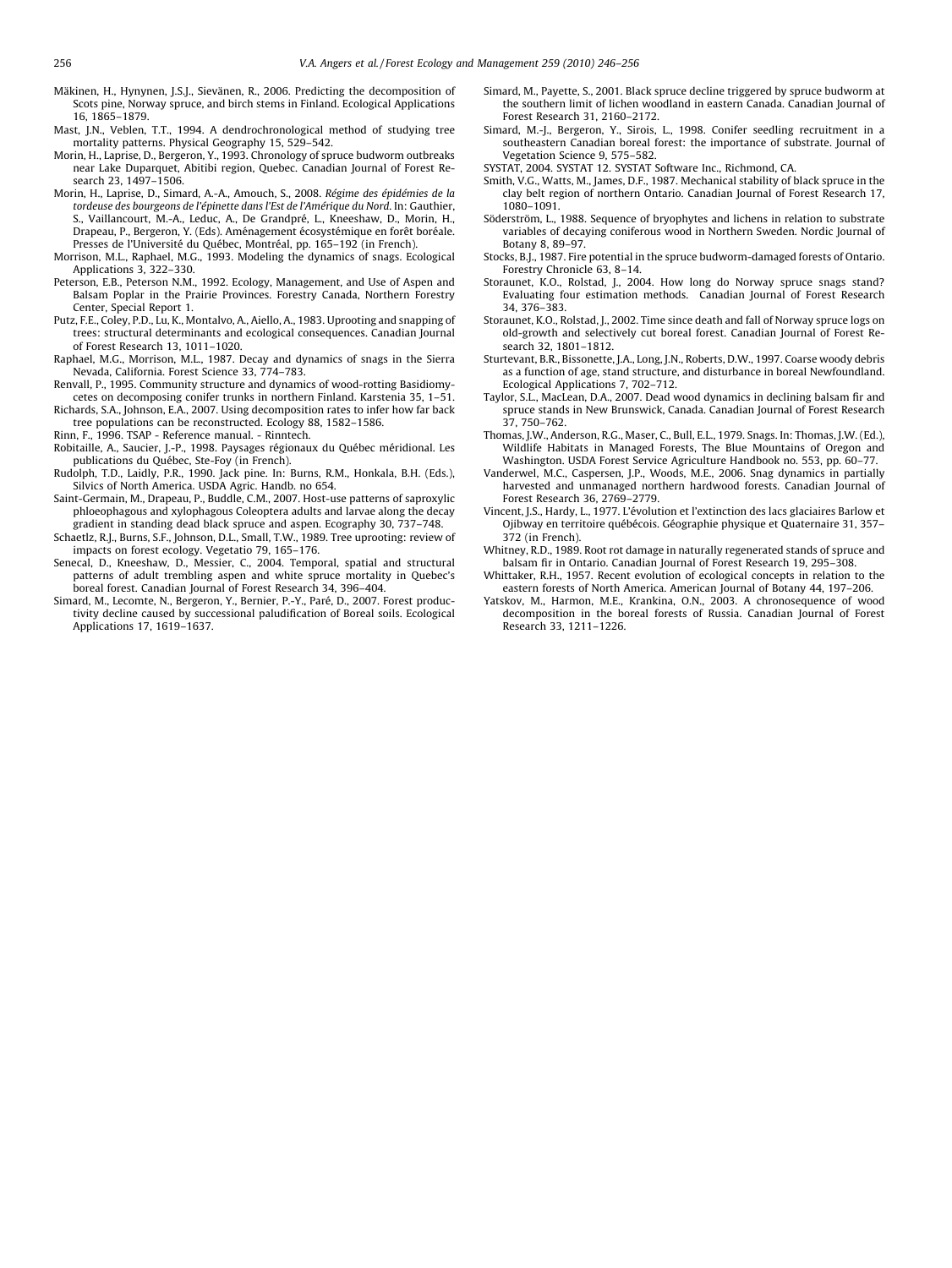Mäkinen, H., Hynynen, J.S.J., Sievänen, R., 2006. Predicting the decomposition of Scots pine, Norway spruce, and birch stems in Finland. Ecological Applications 16, 1865–1879.

Mast, J.N., Veblen, T.T., 1994. A dendrochronological method of studying tree mortality patterns. Physical Geography 15, 529–542.

Morin, H., Laprise, D., Bergeron, Y., 1993. Chronology of spruce budworm outbreaks near Lake Duparquet, Abitibi region, Quebec. Canadian Journal of Forest Research 23, 1497–1506.

Morin, H., Laprise, D., Simard, A.-A., Amouch, S., 2008. *Régime des épidémies de la tordeuse des bourgeons de l'épinette dans l'Est de l'Amérique du Nord*. In: Gauthier, S., Vaillancourt, M.-A., Leduc, A., De Grandpré, L., Kneeshaw, D., Morin, H., Drapeau, P., Bergeron, Y. (Eds). Aménagement écosystémique en forêt boréale. Presses de l'Université du Québec, Montréal, pp. 165–192 (in French).

Morrison, M.L., Raphael, M.G., 1993. Modeling the dynamics of snags. Ecological Applications 3, 322–330.

Peterson, E.B., Peterson N.M., 1992. Ecology, Management, and Use of Aspen and Balsam Poplar in the Prairie Provinces. Forestry Canada, Northern Forestry Center, Special Report 1.

Putz, F.E., Coley, P.D., Lu, K., Montalvo, A., Aiello, A., 1983. Uprooting and snapping of trees: structural determinants and ecological consequences. Canadian Journal of Forest Research 13, 1011–1020.

Raphael, M.G., Morrison, M.L., 1987. Decay and dynamics of snags in the Sierra Nevada, California. Forest Science 33, 774–783.

Renvall, P., 1995. Community structure and dynamics of wood-rotting Basidiomycetes on decomposing conifer trunks in northern Finland. Karstenia 35, 1–51.

Richards, S.A., Johnson, E.A., 2007. Using decomposition rates to infer how far back tree populations can be reconstructed. Ecology 88, 1582–1586.

Rinn, F., 1996. TSAP - Reference manual. - Rinntech.

Robitaille, A., Saucier, J.-P., 1998. Paysages régionaux du Québec méridional. Les publications du Québec, Ste-Foy (in French).

Rudolph, T.D., Laidly, P.R., 1990. Jack pine. In: Burns, R.M., Honkala, B.H. (Eds.), Silvics of North America. USDA Agric. Handb. no 654.

Saint-Germain, M., Drapeau, P., Buddle, C.M., 2007. Host-use patterns of saproxylic phloeophagous and xylophagous Coleoptera adults and larvae along the decay gradient in standing dead black spruce and aspen. Ecography 30, 737–748.

Schaetlz, R.J., Burns, S.F., Johnson, D.L., Small, T.W., 1989. Tree uprooting: review of impacts on forest ecology. Vegetatio 79, 165–176.

Senecal, D., Kneeshaw, D., Messier, C., 2004. Temporal, spatial and structural patterns of adult trembling aspen and white spruce mortality in Quebec's boreal forest. Canadian Journal of Forest Research 34, 396–404.

Simard, M., Lecomte, N., Bergeron, Y., Bernier, P.-Y., Paré, D., 2007. Forest productivity decline caused by successional paludification of Boreal soils. Ecological Applications 17, 1619–1637.

Simard, M., Payette, S., 2001. Black spruce decline triggered by spruce budworm at the southern limit of lichen woodland in eastern Canada. Canadian Journal of Forest Research 31, 2160–2172.

Simard, M.-J., Bergeron, Y., Sirois, L., 1998. Conifer seedling recruitment in a southeastern Canadian boreal forest: the importance of substrate. Journal of Vegetation Science 9, 575–582.

SYSTAT, 2004. SYSTAT 12. SYSTAT Software Inc., Richmond, CA.

Smith, V.G., Watts, M., James, D.F., 1987. Mechanical stability of black spruce in the clay belt region of northern Ontario. Canadian Journal of Forest Research 17, 1080–1091.

Söderström, L., 1988. Sequence of bryophytes and lichens in relation to substrate variables of decaying coniferous wood in Northern Sweden. Nordic Journal of Botany 8, 89–97.

Stocks, B.J., 1987. Fire potential in the spruce budworm-damaged forests of Ontario. Forestry Chronicle 63, 8–14.

Storaunet, K.O., Rolstad, J., 2004. How long do Norway spruce snags stand? Evaluating four estimation methods. Canadian Journal of Forest Research 34, 376–383.

Storaunet, K.O., Rolstad, J., 2002. Time since death and fall of Norway spruce logs on old-growth and selectively cut boreal forest. Canadian Journal of Forest Research 32, 1801–1812.

Sturtevant, B.R., Bissonette, J.A., Long, J.N., Roberts, D.W., 1997. Coarse woody debris as a function of age, stand structure, and disturbance in boreal Newfoundland. Ecological Applications 7, 702–712.

Taylor, S.L., MacLean, D.A., 2007. Dead wood dynamics in declining balsam fir and spruce stands in New Brunswick, Canada. Canadian Journal of Forest Research 37, 750–762.

Thomas, J.W., Anderson, R.G., Maser, C., Bull, E.L., 1979. Snags. In: Thomas, J.W. (Ed.), Wildlife Habitats in Managed Forests, The Blue Mountains of Oregon and Washington. USDA Forest Service Agriculture Handbook no. 553, pp. 60–77.

Vanderwel, M.C., Caspersen, J.P., Woods, M.E., 2006. Snag dynamics in partially harvested and unmanaged northern hardwood forests. Canadian Journal of Forest Research 36, 2769–2779.

Vincent, J.S., Hardy, L., 1977. L'évolution et l'extinction des lacs glaciaires Barlow et Ojibway en territoire québécois. Géographie physique et Quaternaire 31, 357–372 (in French).

Whitney, R.D., 1989. Root rot damage in naturally regenerated stands of spruce and balsam fir in Ontario. Canadian Journal of Forest Research 19, 295–308.

Whittaker, R.H., 1957. Recent evolution of ecological concepts in relation to the eastern forests of North America. American Journal of Botany 44, 197–206.

Yatskov, M., Harmon, M.E., Krankina, O.N., 2003. A chronosequence of wood decomposition in the boreal forests of Russia. Canadian Journal of Forest Research 33, 1211–1226.